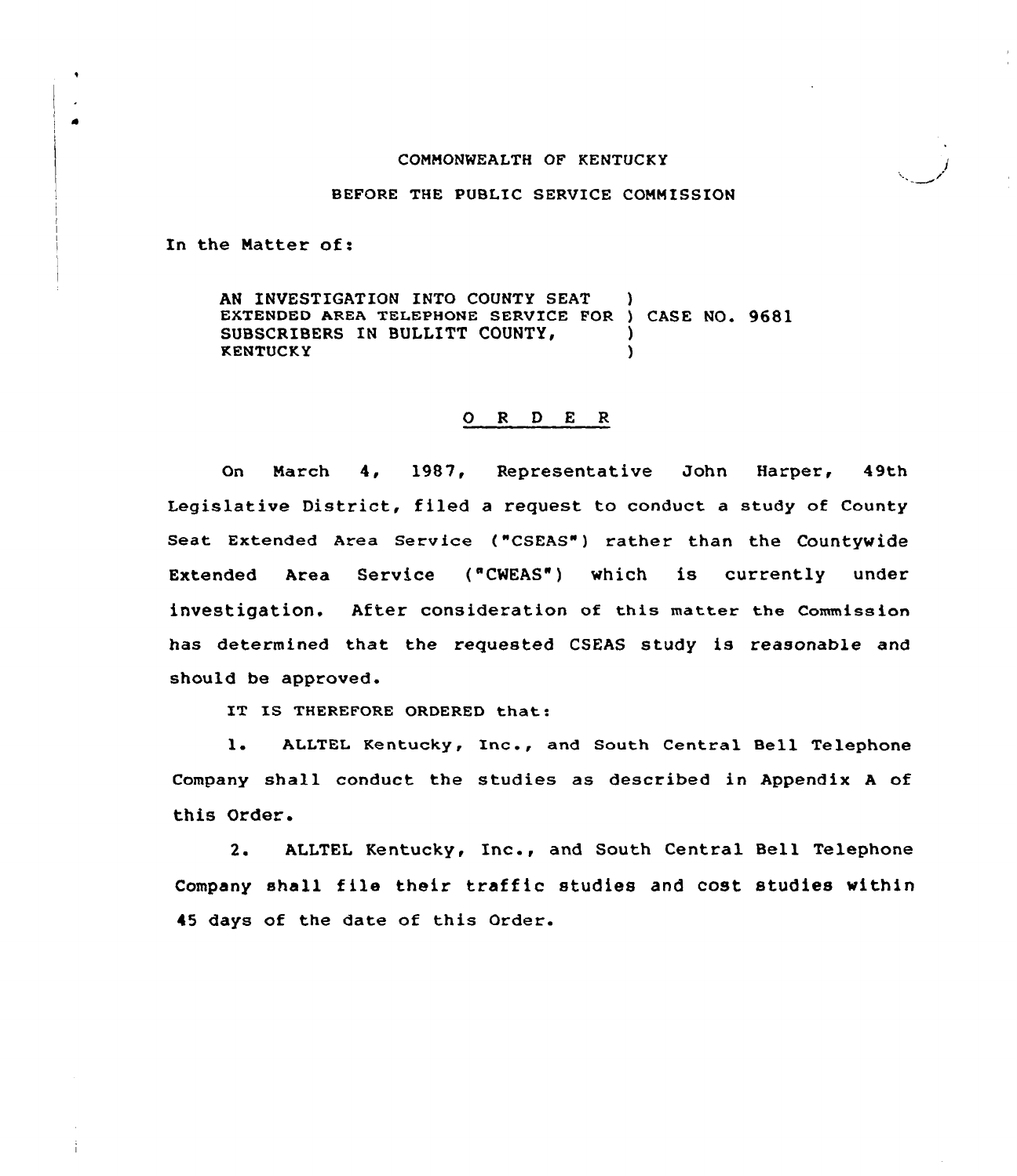COMMONWEALTH OF KENTUCKY

BEFORE THE PUBLIC SERVICE COMMISSION

In the Matter of:

AN INVESTIGATION INTO COUNTY SEAT EXTENDED AREA TELEPHONE SERVICE FOR SUBSCRIBERS IN BULLITT COUNTY, KENTUCKY ) CASE NO. 9681

O R D E R

On March 4, 1987, Representative John Harper, 49th Legislative District, filed a request to conduct a study of County Seat Extended Area Service ("CSEAS") rather than the Countywide Extended Area Service ("CWEAS") which is currently under investigation. After consideration of this matter the Commission has determined that the requested CSEAS study is reasonable and should be approved.

IT IS THEREFORE ORDERED that:

1. ALLTEL Kentucky, Inc., and South Central Bell Telephone Company shall conduct the studies as described in Appendix A of this Order.

2. ALLTEL Kentucky, Inc., and South Central Bell Telephone Company shall file their traffic studies and cost studies within 45 days of the date of this Order.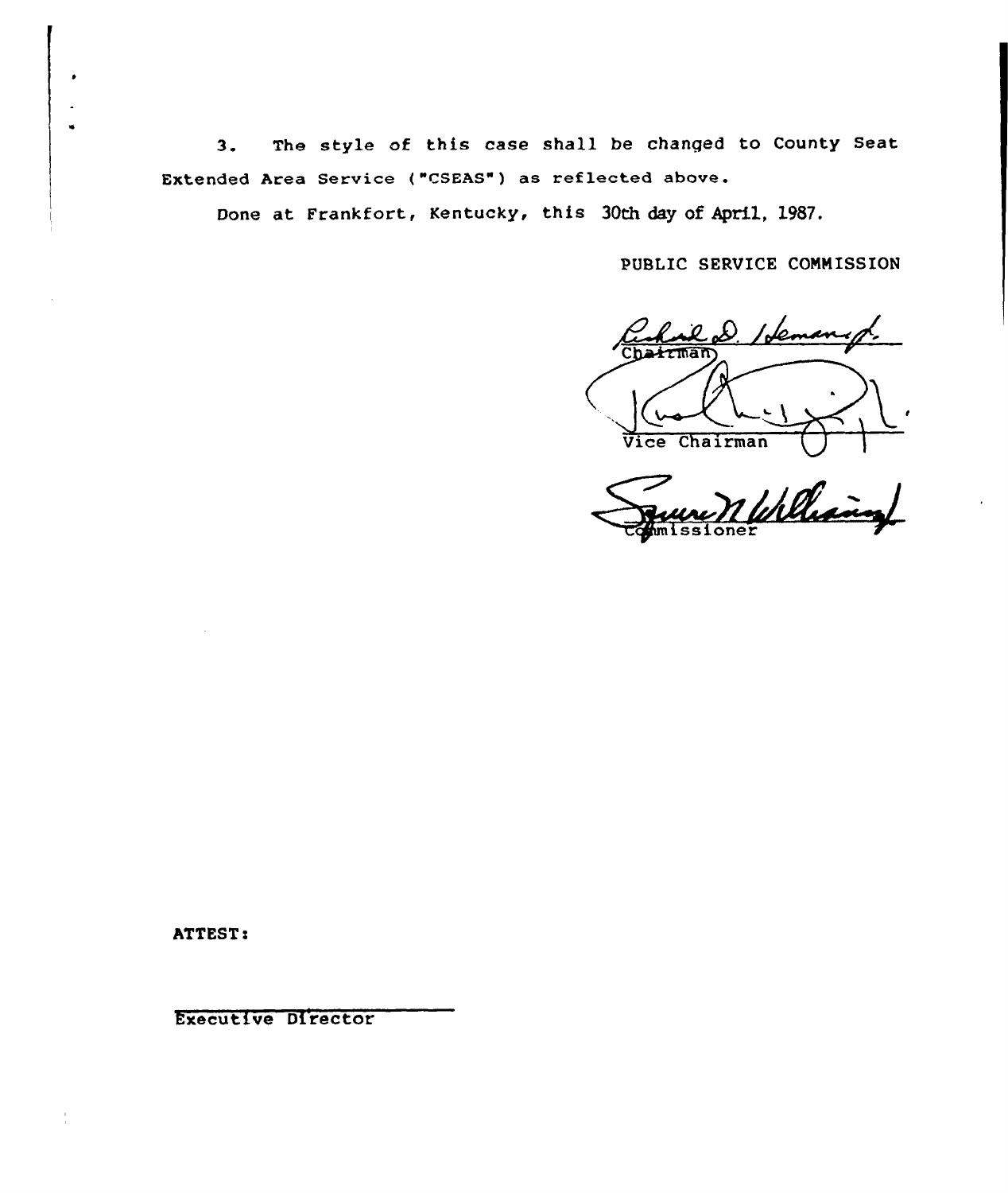3. The style of this case shall be changed to County Seat Extended Area Service ("CSEAS") as reflected above.

Done at Frankfort, Kentucky, this 30th day of April, 1987.

PUBLIC SERVICE COMMISSION

Chairman

Vice Chairman

Commissioner

ATTEST:

Executive Director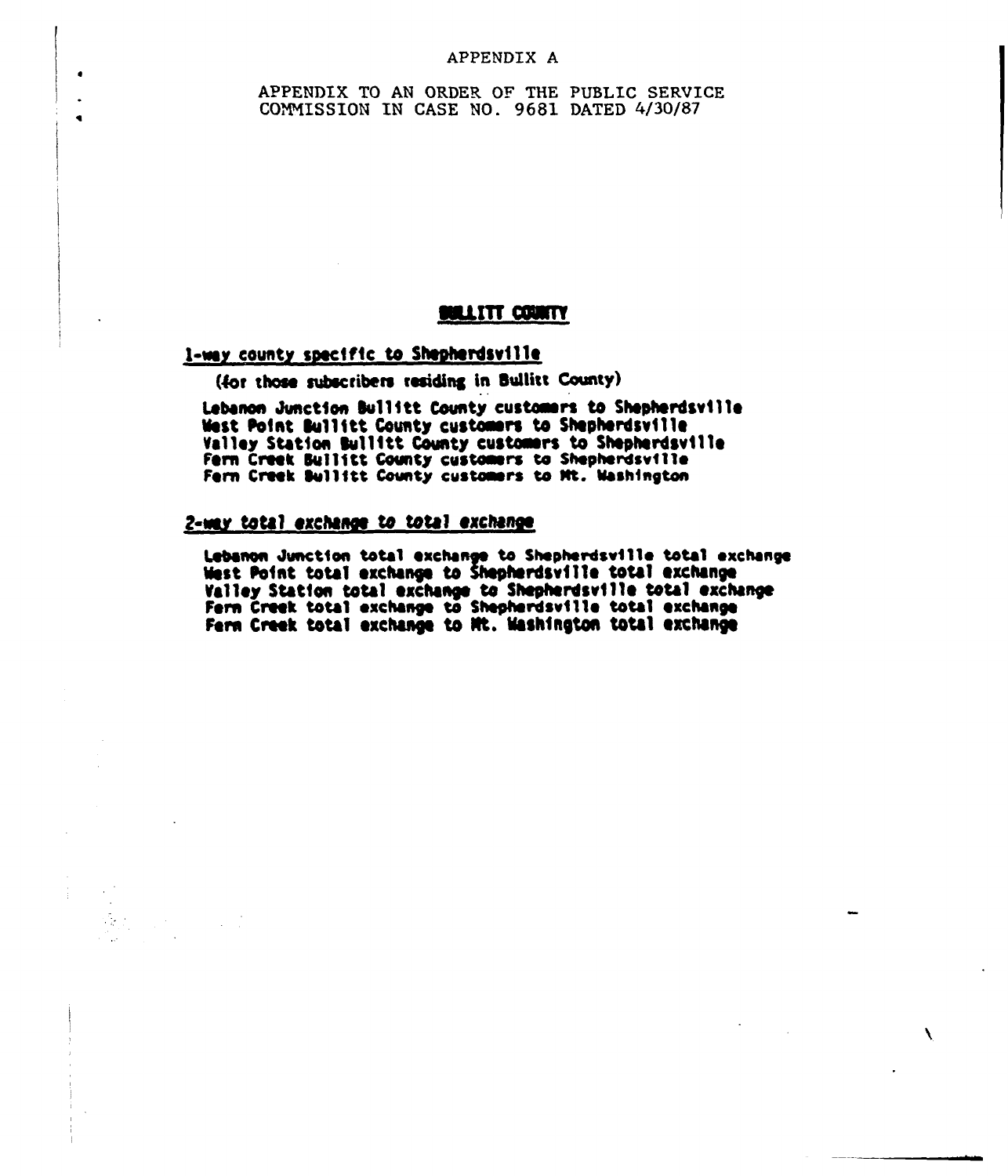APPENDIX A

APPENDIX TO AN ORDER OF THE PUBLIC SERVICE COMMISSION IN CASE NO. 9681 DATED 4/30/87

## BULLITT COUNTY

**1-way county specific to Shepherdsville**

(for those subscribers residing in Bullitt County)

Lebanon Junction Bullitt County customers to Shepherdsville
West Point Bullitt County customers to Shepherdsville
Valley Station Bullitt County customers to Shepherdsville
Fern Creek Bullitt County customers to Shepherdsville
Fern Creek Bullitt County customers to Mt. Washington

***2-way total exchange to total exchange***

Lebanon Junction total exchange to Shepherdsville total exchange
West Point total exchange to Shepherdsville total exchange
Valley Station total exchange to Shepherdsville total exchange
Fern Creek total exchange to Shepherdsville total exchange
Fern Creek total exchange to Mt. Washington total exchange